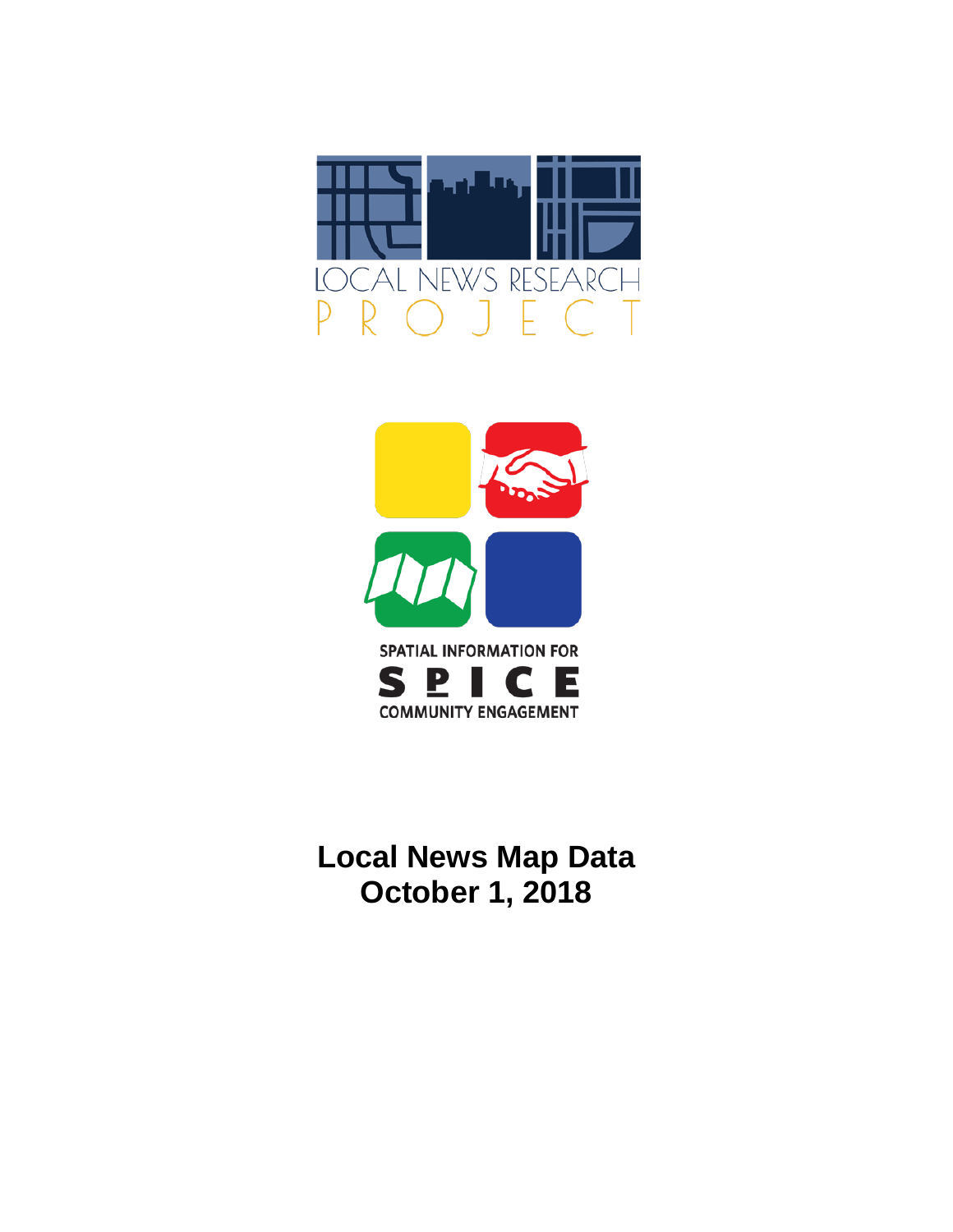LOCAL NEWS RESEARCH PROJECT

SPATIAL INFORMATION FOR COMMUNITY ENGAGEMENT

SPICE

# Local News Map Data
# October 1, 2018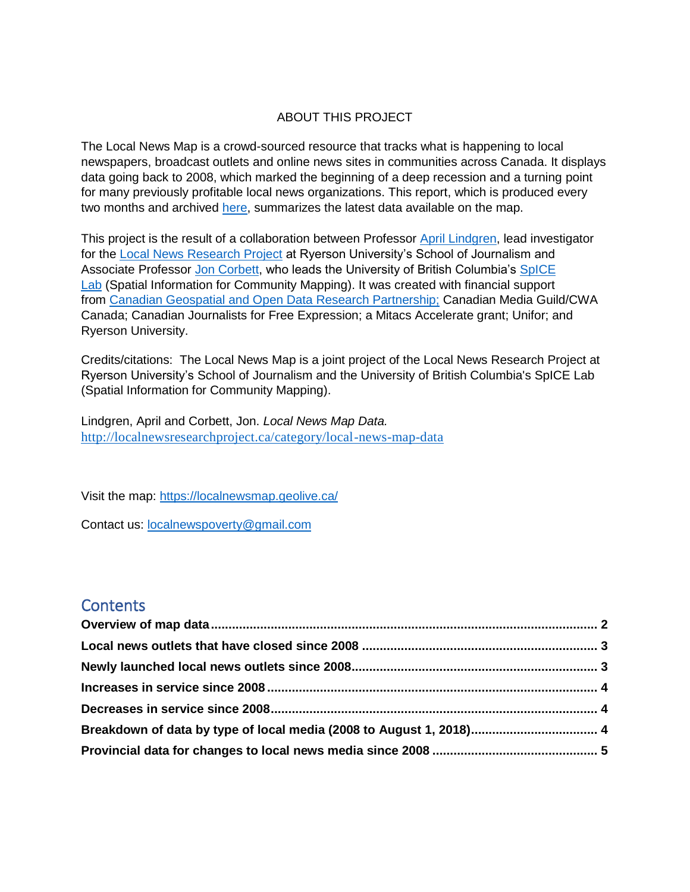ABOUT THIS PROJECT

The Local News Map is a crowd-sourced resource that tracks what is happening to local newspapers, broadcast outlets and online news sites in communities across Canada. It displays data going back to 2008, which marked the beginning of a deep recession and a turning point for many previously profitable local news organizations. This report, which is produced every two months and archived here, summarizes the latest data available on the map.

This project is the result of a collaboration between Professor April Lindgren, lead investigator for the Local News Research Project at Ryerson University's School of Journalism and Associate Professor Jon Corbett, who leads the University of British Columbia's SpICE Lab (Spatial Information for Community Mapping). It was created with financial support from Canadian Geospatial and Open Data Research Partnership; Canadian Media Guild/CWA Canada; Canadian Journalists for Free Expression; a Mitacs Accelerate grant; Unifor; and Ryerson University.

Credits/citations: The Local News Map is a joint project of the Local News Research Project at Ryerson University's School of Journalism and the University of British Columbia's SpICE Lab (Spatial Information for Community Mapping).

Lindgren, April and Corbett, Jon. *Local News Map Data.* http://localnewsresearchproject.ca/category/local-news-map-data

Visit the map: https://localnewsmap.geolive.ca/

Contact us: localnewspoverty@gmail.com

## Contents

**Overview of map data ........................................ 2**

**Local news outlets that have closed since 2008 ........................................ 3**

**Newly launched local news outlets since 2008 ........................................ 3**

**Increases in service since 2008 ........................................ 4**

**Decreases in service since 2008 ........................................ 4**

**Breakdown of data by type of local media (2008 to August 1, 2018) ........................................ 4**

**Provincial data for changes to local news media since 2008 ........................................ 5**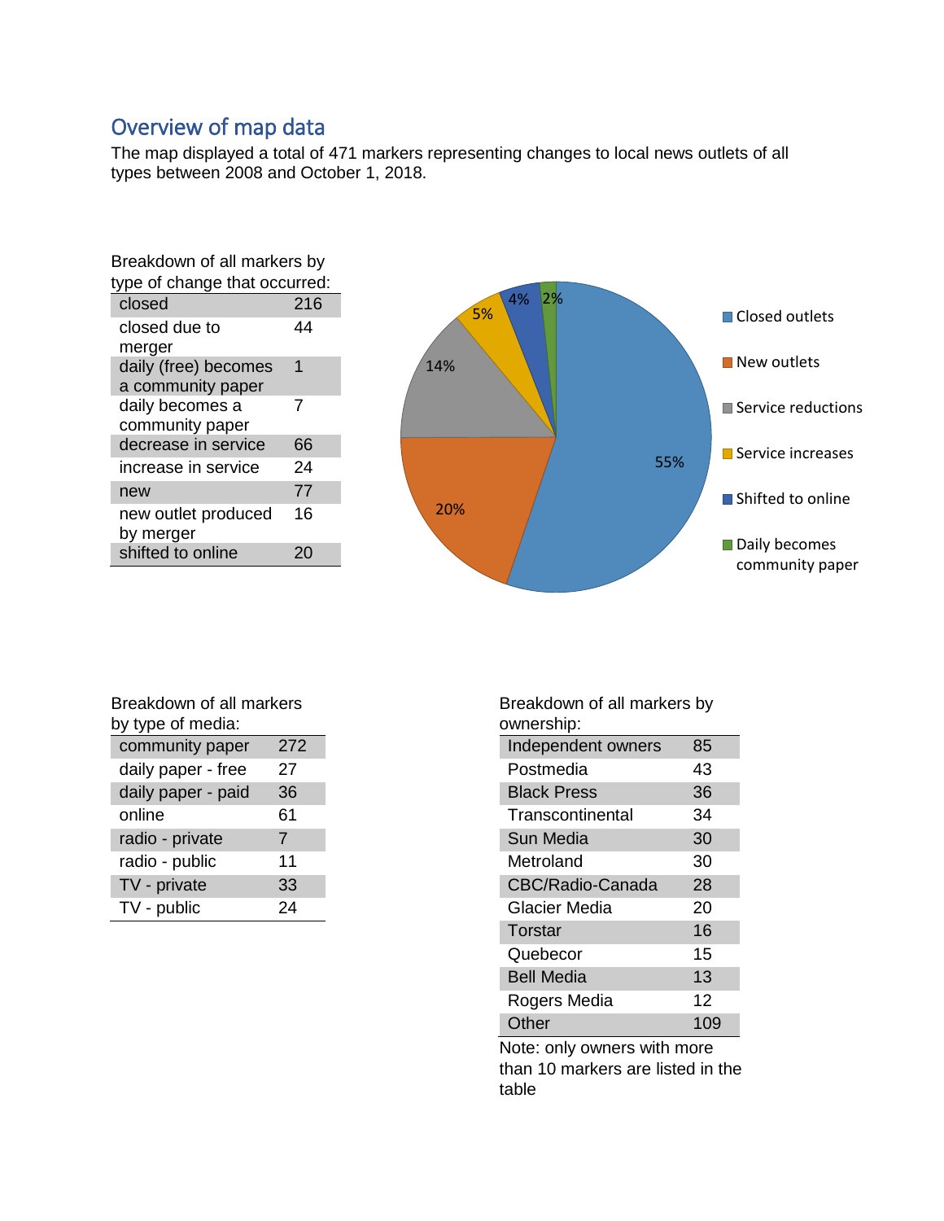## Overview of map data

The map displayed a total of 471 markers representing changes to local news outlets of all types between 2008 and October 1, 2018.

Breakdown of all markers by type of change that occurred:

| | |
|---|---|
| closed | 216 |
| closed due to merger | 44 |
| daily (free) becomes a community paper | 1 |
| daily becomes a community paper | 7 |
| decrease in service | 66 |
| increase in service | 24 |
| new | 77 |
| new outlet produced by merger | 16 |
| shifted to online | 20 |

55%

20%

14%

5%

4%

2%

Closed outlets

New outlets

Service reductions

Service increases

Shifted to online

Daily becomes community paper

Breakdown of all markers by type of media:

| | |
|---|---|
| community paper | 272 |
| daily paper - free | 27 |
| daily paper - paid | 36 |
| online | 61 |
| radio - private | 7 |
| radio - public | 11 |
| TV - private | 33 |
| TV - public | 24 |

Breakdown of all markers by ownership:

| | |
|---|---|
| Independent owners | 85 |
| Postmedia | 43 |
| Black Press | 36 |
| Transcontinental | 34 |
| Sun Media | 30 |
| Metroland | 30 |
| CBC/Radio-Canada | 28 |
| Glacier Media | 20 |
| Torstar | 16 |
| Quebecor | 15 |
| Bell Media | 13 |
| Rogers Media | 12 |
| Other | 109 |

Note: only owners with more than 10 markers are listed in the table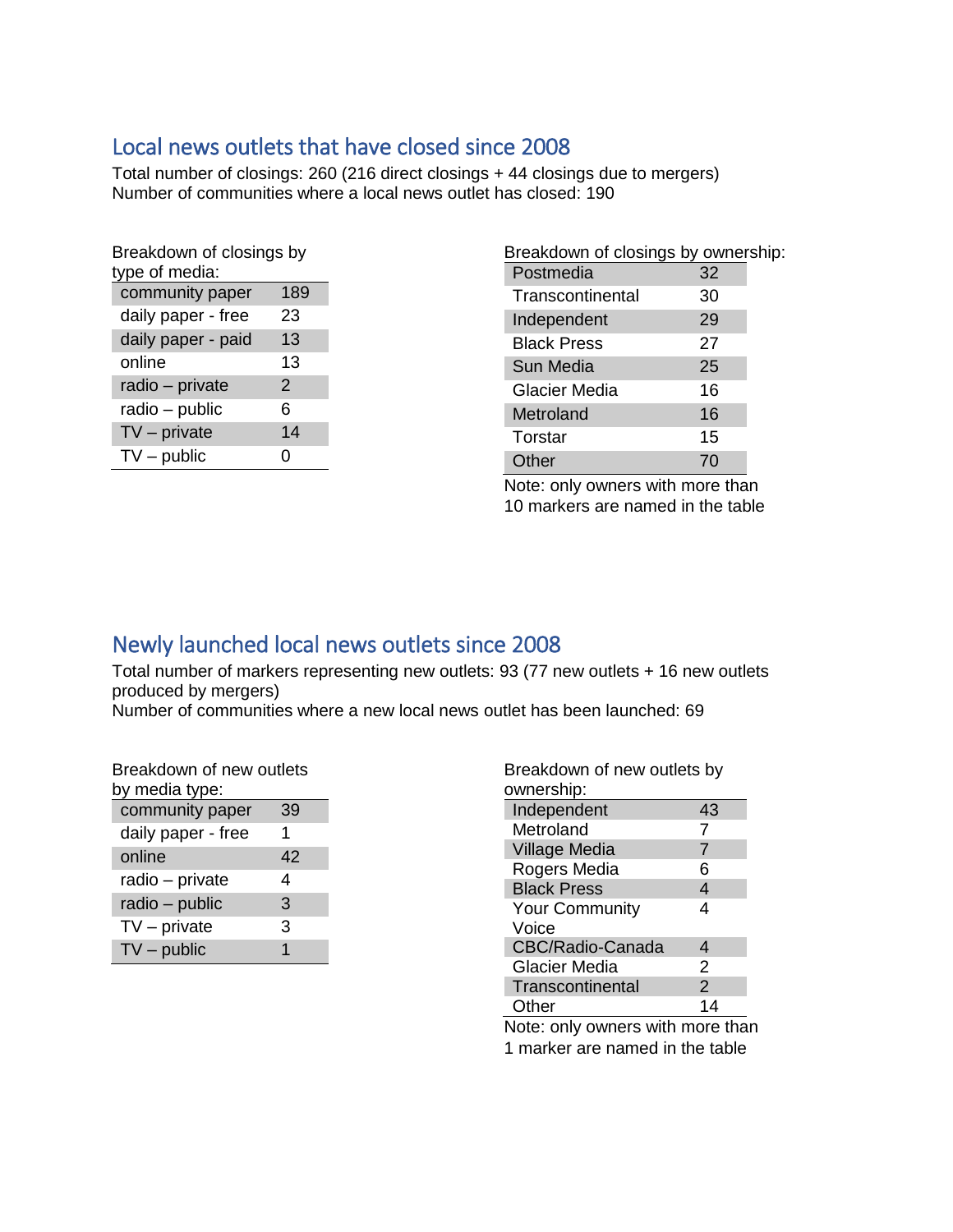## Local news outlets that have closed since 2008

Total number of closings: 260 (216 direct closings + 44 closings due to mergers)
Number of communities where a local news outlet has closed: 190

Breakdown of closings by type of media:

| Type of media | Closings |
|---|---|
| community paper | 189 |
| daily paper - free | 23 |
| daily paper - paid | 13 |
| online | 13 |
| radio – private | 2 |
| radio – public | 6 |
| TV – private | 14 |
| TV – public | 0 |

Breakdown of closings by ownership:

| Owner | Closings |
|---|---|
| Postmedia | 32 |
| Transcontinental | 30 |
| Independent | 29 |
| Black Press | 27 |
| Sun Media | 25 |
| Glacier Media | 16 |
| Metroland | 16 |
| Torstar | 15 |
| Other | 70 |

Note: only owners with more than 10 markers are named in the table

## Newly launched local news outlets since 2008

Total number of markers representing new outlets: 93 (77 new outlets + 16 new outlets produced by mergers)
Number of communities where a new local news outlet has been launched: 69

Breakdown of new outlets by media type:

| Media type | New outlets |
|---|---|
| community paper | 39 |
| daily paper - free | 1 |
| online | 42 |
| radio – private | 4 |
| radio – public | 3 |
| TV – private | 3 |
| TV – public | 1 |

Breakdown of new outlets by ownership:

| Owner | New outlets |
|---|---|
| Independent | 43 |
| Metroland | 7 |
| Village Media | 7 |
| Rogers Media | 6 |
| Black Press | 4 |
| Your Community Voice | 4 |
| CBC/Radio-Canada | 4 |
| Glacier Media | 2 |
| Transcontinental | 2 |
| Other | 14 |

Note: only owners with more than 1 marker are named in the table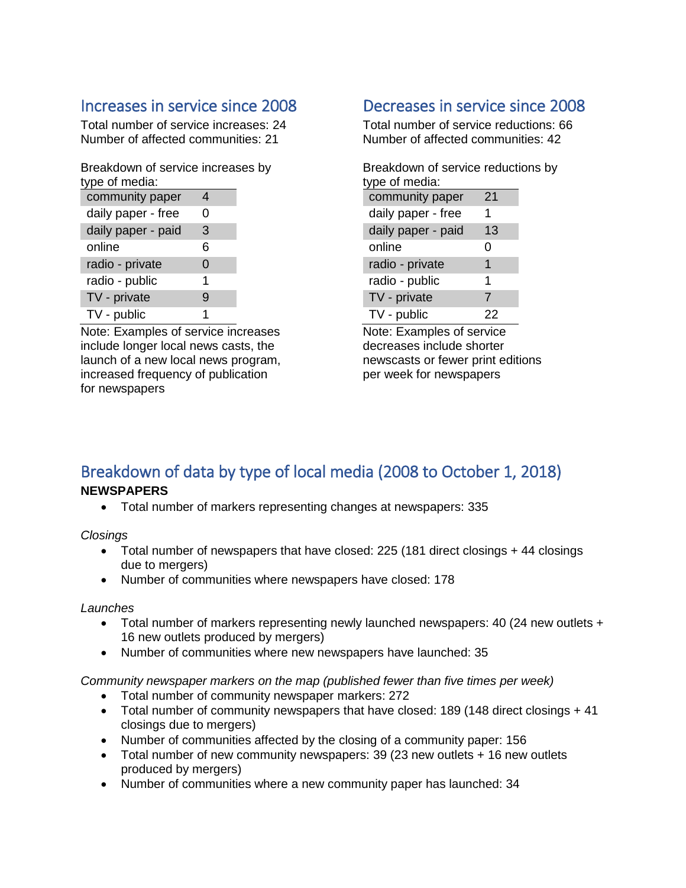## Increases in service since 2008

Total number of service increases: 24
Number of affected communities: 21

Breakdown of service increases by type of media:

| | |
|---|---|
| community paper | 4 |
| daily paper - free | 0 |
| daily paper - paid | 3 |
| online | 6 |
| radio - private | 0 |
| radio - public | 1 |
| TV - private | 9 |
| TV - public | 1 |

Note: Examples of service increases include longer local news casts, the launch of a new local news program, increased frequency of publication for newspapers

## Decreases in service since 2008

Total number of service reductions: 66
Number of affected communities: 42

Breakdown of service reductions by type of media:

| | |
|---|---|
| community paper | 21 |
| daily paper - free | 1 |
| daily paper - paid | 13 |
| online | 0 |
| radio - private | 1 |
| radio - public | 1 |
| TV - private | 7 |
| TV - public | 22 |

Note: Examples of service decreases include shorter newscasts or fewer print editions per week for newspapers

## Breakdown of data by type of local media (2008 to October 1, 2018)

**NEWSPAPERS**

- Total number of markers representing changes at newspapers: 335

*Closings*

- Total number of newspapers that have closed: 225 (181 direct closings + 44 closings due to mergers)
- Number of communities where newspapers have closed: 178

*Launches*

- Total number of markers representing newly launched newspapers: 40 (24 new outlets + 16 new outlets produced by mergers)
- Number of communities where new newspapers have launched: 35

*Community newspaper markers on the map (published fewer than five times per week)*

- Total number of community newspaper markers: 272
- Total number of community newspapers that have closed: 189 (148 direct closings + 41 closings due to mergers)
- Number of communities affected by the closing of a community paper: 156
- Total number of new community newspapers: 39 (23 new outlets + 16 new outlets produced by mergers)
- Number of communities where a new community paper has launched: 34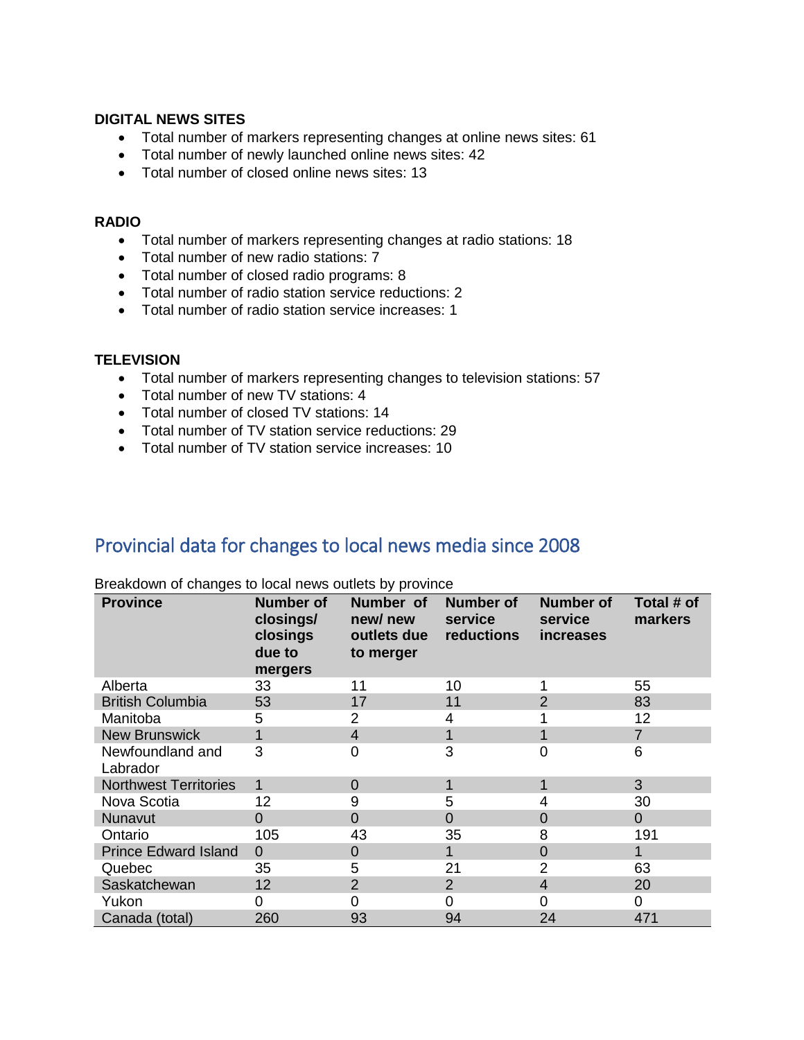**DIGITAL NEWS SITES**

- Total number of markers representing changes at online news sites: 61
- Total number of newly launched online news sites: 42
- Total number of closed online news sites: 13

**RADIO**

- Total number of markers representing changes at radio stations: 18
- Total number of new radio stations: 7
- Total number of closed radio programs: 8
- Total number of radio station service reductions: 2
- Total number of radio station service increases: 1

**TELEVISION**

- Total number of markers representing changes to television stations: 57
- Total number of new TV stations: 4
- Total number of closed TV stations: 14
- Total number of TV station service reductions: 29
- Total number of TV station service increases: 10

## Provincial data for changes to local news media since 2008

Breakdown of changes to local news outlets by province

| Province | Number of closings/ closings due to mergers | Number of new/ new outlets due to merger | Number of service reductions | Number of service increases | Total # of markers |
|---|---|---|---|---|---|
| Alberta | 33 | 11 | 10 | 1 | 55 |
| British Columbia | 53 | 17 | 11 | 2 | 83 |
| Manitoba | 5 | 2 | 4 | 1 | 12 |
| New Brunswick | 1 | 4 | 1 | 1 | 7 |
| Newfoundland and Labrador | 3 | 0 | 3 | 0 | 6 |
| Northwest Territories | 1 | 0 | 1 | 1 | 3 |
| Nova Scotia | 12 | 9 | 5 | 4 | 30 |
| Nunavut | 0 | 0 | 0 | 0 | 0 |
| Ontario | 105 | 43 | 35 | 8 | 191 |
| Prince Edward Island | 0 | 0 | 1 | 0 | 1 |
| Quebec | 35 | 5 | 21 | 2 | 63 |
| Saskatchewan | 12 | 2 | 2 | 4 | 20 |
| Yukon | 0 | 0 | 0 | 0 | 0 |
| Canada (total) | 260 | 93 | 94 | 24 | 471 |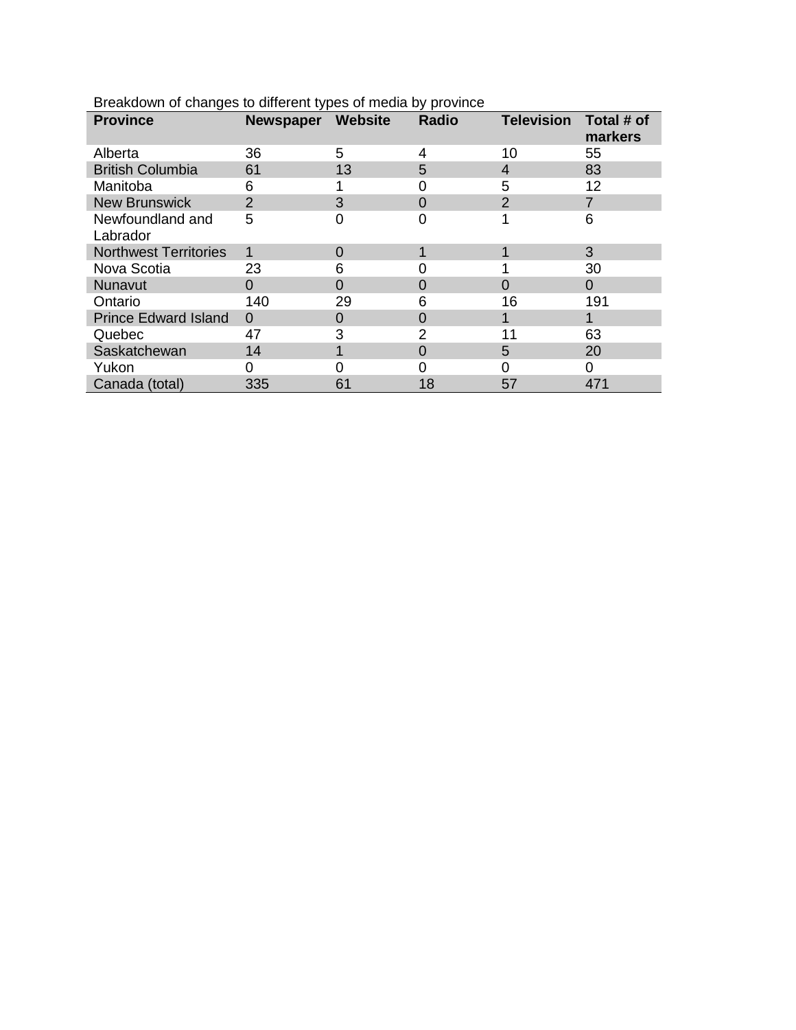Breakdown of changes to different types of media by province

| Province | Newspaper | Website | Radio | Television | Total # of markers |
|---|---|---|---|---|---|
| Alberta | 36 | 5 | 4 | 10 | 55 |
| British Columbia | 61 | 13 | 5 | 4 | 83 |
| Manitoba | 6 | 1 | 0 | 5 | 12 |
| New Brunswick | 2 | 3 | 0 | 2 | 7 |
| Newfoundland and Labrador | 5 | 0 | 0 | 1 | 6 |
| Northwest Territories | 1 | 0 | 1 | 1 | 3 |
| Nova Scotia | 23 | 6 | 0 | 1 | 30 |
| Nunavut | 0 | 0 | 0 | 0 | 0 |
| Ontario | 140 | 29 | 6 | 16 | 191 |
| Prince Edward Island | 0 | 0 | 0 | 1 | 1 |
| Quebec | 47 | 3 | 2 | 11 | 63 |
| Saskatchewan | 14 | 1 | 0 | 5 | 20 |
| Yukon | 0 | 0 | 0 | 0 | 0 |
| Canada (total) | 335 | 61 | 18 | 57 | 471 |